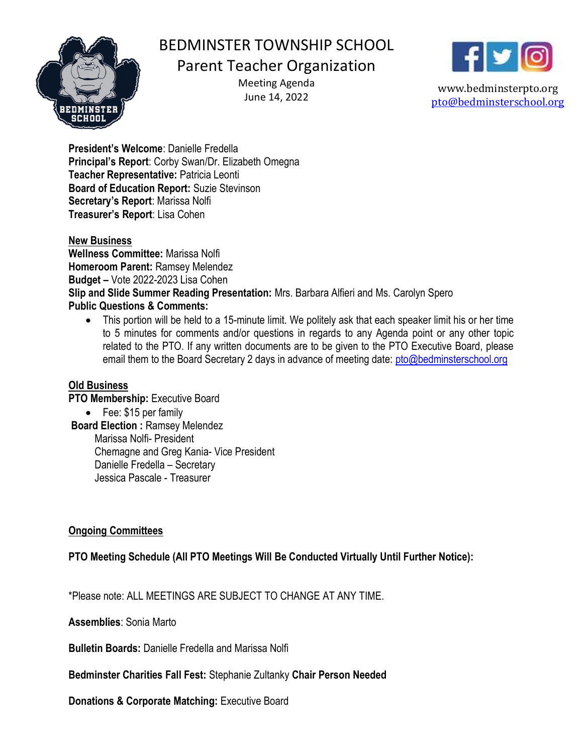# BEDMINSTER TOWNSHIP SCHOOL
## Parent Teacher Organization

Meeting Agenda
June 14, 2022

www.bedminsterpto.org
pto@bedminsterschool.org

**President's Welcome**: Danielle Fredella
**Principal's Report**: Corby Swan/Dr. Elizabeth Omegna
**Teacher Representative:** Patricia Leonti
**Board of Education Report:** Suzie Stevinson
**Secretary's Report**: Marissa Nolfi
**Treasurer's Report**: Lisa Cohen

**New Business**
**Wellness Committee:** Marissa Nolfi
**Homeroom Parent:** Ramsey Melendez
**Budget –** Vote 2022-2023 Lisa Cohen
**Slip and Slide Summer Reading Presentation:** Mrs. Barbara Alfieri and Ms. Carolyn Spero
**Public Questions & Comments:**

- This portion will be held to a 15-minute limit. We politely ask that each speaker limit his or her time to 5 minutes for comments and/or questions in regards to any Agenda point or any other topic related to the PTO. If any written documents are to be given to the PTO Executive Board, please email them to the Board Secretary 2 days in advance of meeting date: pto@bedminsterschool.org

**Old Business**
**PTO Membership:** Executive Board

- Fee: $15 per family

**Board Election :** Ramsey Melendez
Marissa Nolfi- President
Chemagne and Greg Kania- Vice President
Danielle Fredella – Secretary
Jessica Pascale - Treasurer

**Ongoing Committees**

**PTO Meeting Schedule (All PTO Meetings Will Be Conducted Virtually Until Further Notice):**

*Please note: ALL MEETINGS ARE SUBJECT TO CHANGE AT ANY TIME.

**Assemblies**: Sonia Marto

**Bulletin Boards:** Danielle Fredella and Marissa Nolfi

**Bedminster Charities Fall Fest:** Stephanie Zultanky **Chair Person Needed**

**Donations & Corporate Matching:** Executive Board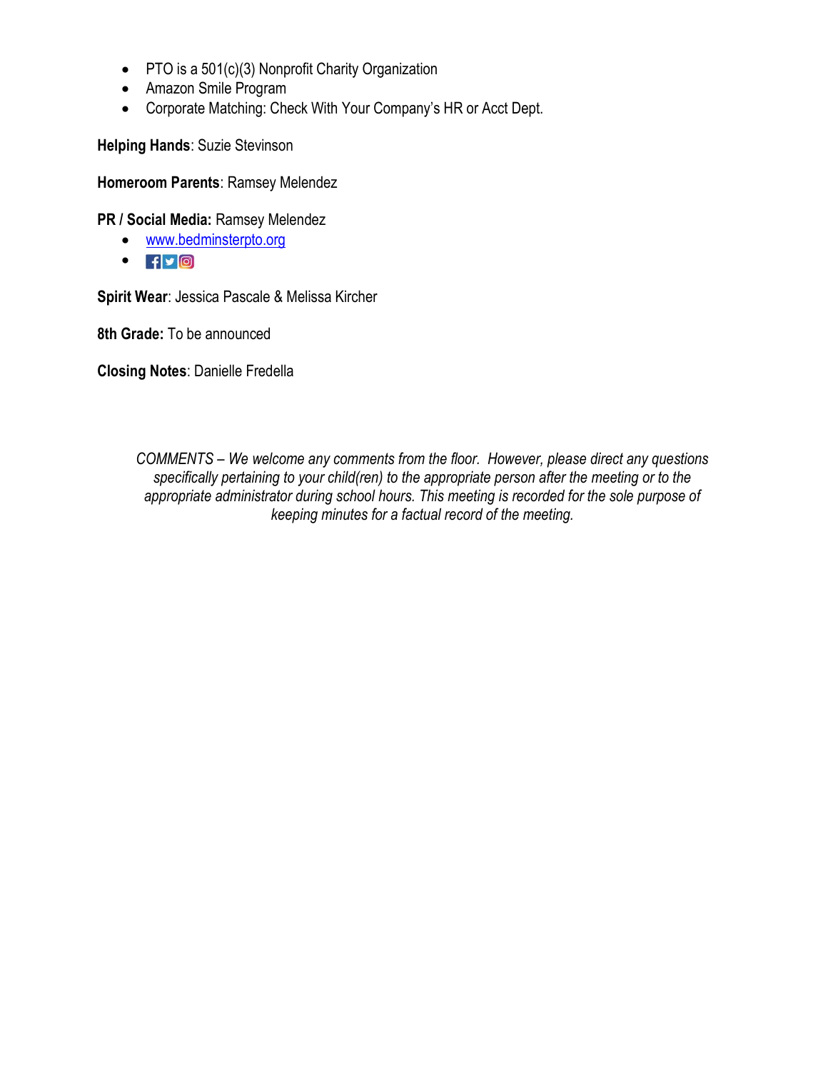- PTO is a 501(c)(3) Nonprofit Charity Organization
- Amazon Smile Program
- Corporate Matching: Check With Your Company's HR or Acct Dept.

**Helping Hands**: Suzie Stevinson

**Homeroom Parents**: Ramsey Melendez

**PR / Social Media:** Ramsey Melendez

- www.bedminsterpto.org
- 

**Spirit Wear**: Jessica Pascale & Melissa Kircher

**8th Grade:** To be announced

**Closing Notes**: Danielle Fredella

*COMMENTS – We welcome any comments from the floor. However, please direct any questions specifically pertaining to your child(ren) to the appropriate person after the meeting or to the appropriate administrator during school hours. This meeting is recorded for the sole purpose of keeping minutes for a factual record of the meeting.*